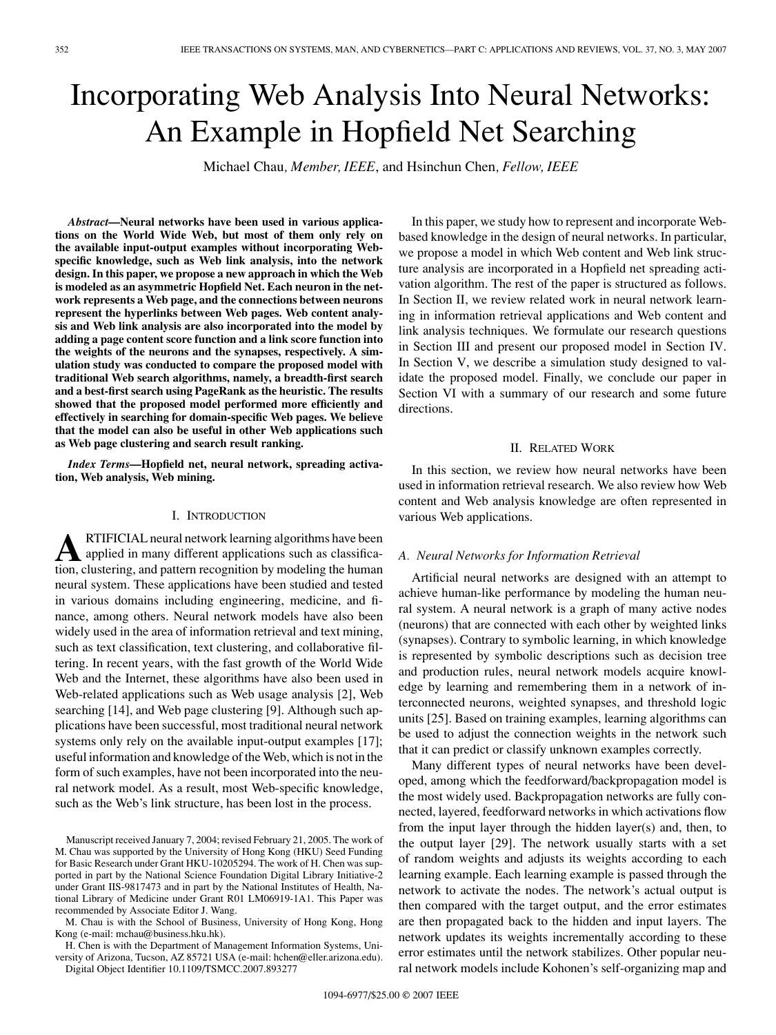# Incorporating Web Analysis Into Neural Networks: An Example in Hopfield Net Searching

Michael Chau, *Member, IEEE*, and Hsinchun Chen, *Fellow, IEEE*

***Abstract*—Neural networks have been used in various applications on the World Wide Web, but most of them only rely on the available input-output examples without incorporating Web-specific knowledge, such as Web link analysis, into the network design. In this paper, we propose a new approach in which the Web is modeled as an asymmetric Hopfield Net. Each neuron in the network represents a Web page, and the connections between neurons represent the hyperlinks between Web pages. Web content analysis and Web link analysis are also incorporated into the model by adding a page content score function and a link score function into the weights of the neurons and the synapses, respectively. A simulation study was conducted to compare the proposed model with traditional Web search algorithms, namely, a breadth-first search and a best-first search using PageRank as the heuristic. The results showed that the proposed model performed more efficiently and effectively in searching for domain-specific Web pages. We believe that the model can also be useful in other Web applications such as Web page clustering and search result ranking.**

***Index Terms*—Hopfield net, neural network, spreading activation, Web analysis, Web mining.**

## I. Introduction

Artificial neural network learning algorithms have been applied in many different applications such as classification, clustering, and pattern recognition by modeling the human neural system. These applications have been studied and tested in various domains including engineering, medicine, and finance, among others. Neural network models have also been widely used in the area of information retrieval and text mining, such as text classification, text clustering, and collaborative filtering. In recent years, with the fast growth of the World Wide Web and the Internet, these algorithms have also been used in Web-related applications such as Web usage analysis [2], Web searching [14], and Web page clustering [9]. Although such applications have been successful, most traditional neural network systems only rely on the available input-output examples [17]; useful information and knowledge of the Web, which is not in the form of such examples, have not been incorporated into the neural network model. As a result, most Web-specific knowledge, such as the Web's link structure, has been lost in the process.

Manuscript received January 7, 2004; revised February 21, 2005. The work of M. Chau was supported by the University of Hong Kong (HKU) Seed Funding for Basic Research under Grant HKU-10205294. The work of H. Chen was supported in part by the National Science Foundation Digital Library Initiative-2 under Grant IIS-9817473 and in part by the National Institutes of Health, National Library of Medicine under Grant R01 LM06919-1A1. This Paper was recommended by Associate Editor J. Wang.

M. Chau is with the School of Business, University of Hong Kong, Hong Kong (e-mail: mchau@business.hku.hk).

H. Chen is with the Department of Management Information Systems, University of Arizona, Tucson, AZ 85721 USA (e-mail: hchen@eller.arizona.edu).

Digital Object Identifier 10.1109/TSMCC.2007.893277

In this paper, we study how to represent and incorporate Web-based knowledge in the design of neural networks. In particular, we propose a model in which Web content and Web link structure analysis are incorporated in a Hopfield net spreading activation algorithm. The rest of the paper is structured as follows. In Section II, we review related work in neural network learning in information retrieval applications and Web content and link analysis techniques. We formulate our research questions in Section III and present our proposed model in Section IV. In Section V, we describe a simulation study designed to validate the proposed model. Finally, we conclude our paper in Section VI with a summary of our research and some future directions.

## II. Related Work

In this section, we review how neural networks have been used in information retrieval research. We also review how Web content and Web analysis knowledge are often represented in various Web applications.

### *A. Neural Networks for Information Retrieval*

Artificial neural networks are designed with an attempt to achieve human-like performance by modeling the human neural system. A neural network is a graph of many active nodes (neurons) that are connected with each other by weighted links (synapses). Contrary to symbolic learning, in which knowledge is represented by symbolic descriptions such as decision tree and production rules, neural network models acquire knowledge by learning and remembering them in a network of interconnected neurons, weighted synapses, and threshold logic units [25]. Based on training examples, learning algorithms can be used to adjust the connection weights in the network such that it can predict or classify unknown examples correctly.

Many different types of neural networks have been developed, among which the feedforward/backpropagation model is the most widely used. Backpropagation networks are fully connected, layered, feedforward networks in which activations flow from the input layer through the hidden layer(s) and, then, to the output layer [29]. The network usually starts with a set of random weights and adjusts its weights according to each learning example. Each learning example is passed through the network to activate the nodes. The network's actual output is then compared with the target output, and the error estimates are then propagated back to the hidden and input layers. The network updates its weights incrementally according to these error estimates until the network stabilizes. Other popular neural network models include Kohonen's self-organizing map and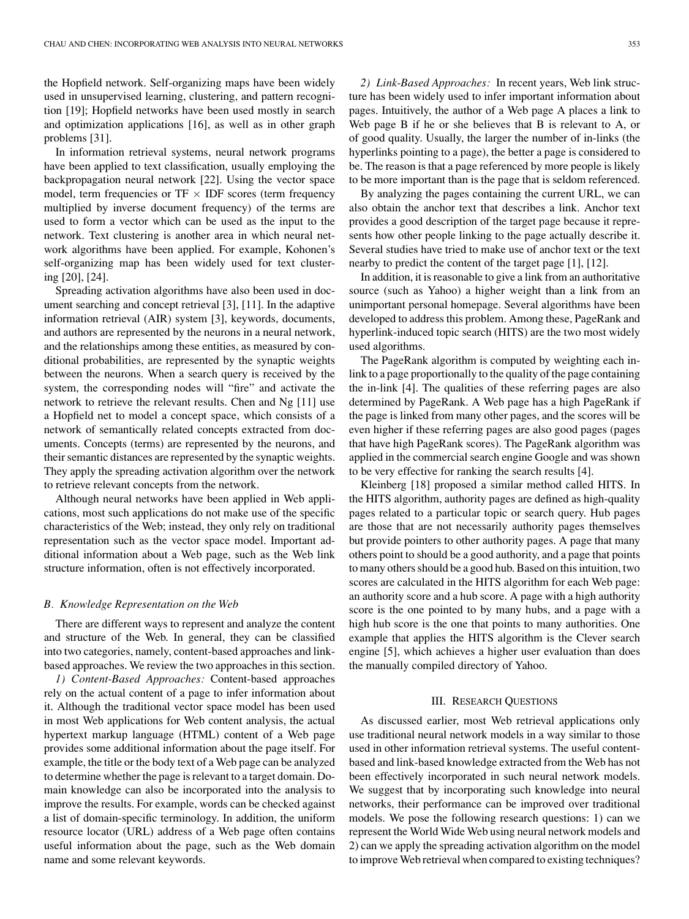the Hopfield network. Self-organizing maps have been widely used in unsupervised learning, clustering, and pattern recognition [19]; Hopfield networks have been used mostly in search and optimization applications [16], as well as in other graph problems [31].

In information retrieval systems, neural network programs have been applied to text classification, usually employing the backpropagation neural network [22]. Using the vector space model, term frequencies or TF $\times$ IDF scores (term frequency multiplied by inverse document frequency) of the terms are used to form a vector which can be used as the input to the network. Text clustering is another area in which neural network algorithms have been applied. For example, Kohonen's self-organizing map has been widely used for text clustering [20], [24].

Spreading activation algorithms have also been used in document searching and concept retrieval [3], [11]. In the adaptive information retrieval (AIR) system [3], keywords, documents, and authors are represented by the neurons in a neural network, and the relationships among these entities, as measured by conditional probabilities, are represented by the synaptic weights between the neurons. When a search query is received by the system, the corresponding nodes will "fire" and activate the network to retrieve the relevant results. Chen and Ng [11] use a Hopfield net to model a concept space, which consists of a network of semantically related concepts extracted from documents. Concepts (terms) are represented by the neurons, and their semantic distances are represented by the synaptic weights. They apply the spreading activation algorithm over the network to retrieve relevant concepts from the network.

Although neural networks have been applied in Web applications, most such applications do not make use of the specific characteristics of the Web; instead, they only rely on traditional representation such as the vector space model. Important additional information about a Web page, such as the Web link structure information, often is not effectively incorporated.

### *B. Knowledge Representation on the Web*

There are different ways to represent and analyze the content and structure of the Web. In general, they can be classified into two categories, namely, content-based approaches and link-based approaches. We review the two approaches in this section.

*1) Content-Based Approaches:* Content-based approaches rely on the actual content of a page to infer information about it. Although the traditional vector space model has been used in most Web applications for Web content analysis, the actual hypertext markup language (HTML) content of a Web page provides some additional information about the page itself. For example, the title or the body text of a Web page can be analyzed to determine whether the page is relevant to a target domain. Domain knowledge can also be incorporated into the analysis to improve the results. For example, words can be checked against a list of domain-specific terminology. In addition, the uniform resource locator (URL) address of a Web page often contains useful information about the page, such as the Web domain name and some relevant keywords.

*2) Link-Based Approaches:* In recent years, Web link structure has been widely used to infer important information about pages. Intuitively, the author of a Web page A places a link to Web page B if he or she believes that B is relevant to A, or of good quality. Usually, the larger the number of in-links (the hyperlinks pointing to a page), the better a page is considered to be. The reason is that a page referenced by more people is likely to be more important than is the page that is seldom referenced.

By analyzing the pages containing the current URL, we can also obtain the anchor text that describes a link. Anchor text provides a good description of the target page because it represents how other people linking to the page actually describe it. Several studies have tried to make use of anchor text or the text nearby to predict the content of the target page [1], [12].

In addition, it is reasonable to give a link from an authoritative source (such as Yahoo) a higher weight than a link from an unimportant personal homepage. Several algorithms have been developed to address this problem. Among these, PageRank and hyperlink-induced topic search (HITS) are the two most widely used algorithms.

The PageRank algorithm is computed by weighting each in-link to a page proportionally to the quality of the page containing the in-link [4]. The qualities of these referring pages are also determined by PageRank. A Web page has a high PageRank if the page is linked from many other pages, and the scores will be even higher if these referring pages are also good pages (pages that have high PageRank scores). The PageRank algorithm was applied in the commercial search engine Google and was shown to be very effective for ranking the search results [4].

Kleinberg [18] proposed a similar method called HITS. In the HITS algorithm, authority pages are defined as high-quality pages related to a particular topic or search query. Hub pages are those that are not necessarily authority pages themselves but provide pointers to other authority pages. A page that many others point to should be a good authority, and a page that points to many others should be a good hub. Based on this intuition, two scores are calculated in the HITS algorithm for each Web page: an authority score and a hub score. A page with a high authority score is the one pointed to by many hubs, and a page with a high hub score is the one that points to many authorities. One example that applies the HITS algorithm is the Clever search engine [5], which achieves a higher user evaluation than does the manually compiled directory of Yahoo.

## III. Research Questions

As discussed earlier, most Web retrieval applications only use traditional neural network models in a way similar to those used in other information retrieval systems. The useful content-based and link-based knowledge extracted from the Web has not been effectively incorporated in such neural network models. We suggest that by incorporating such knowledge into neural networks, their performance can be improved over traditional models. We pose the following research questions: 1) can we represent the World Wide Web using neural network models and 2) can we apply the spreading activation algorithm on the model to improve Web retrieval when compared to existing techniques?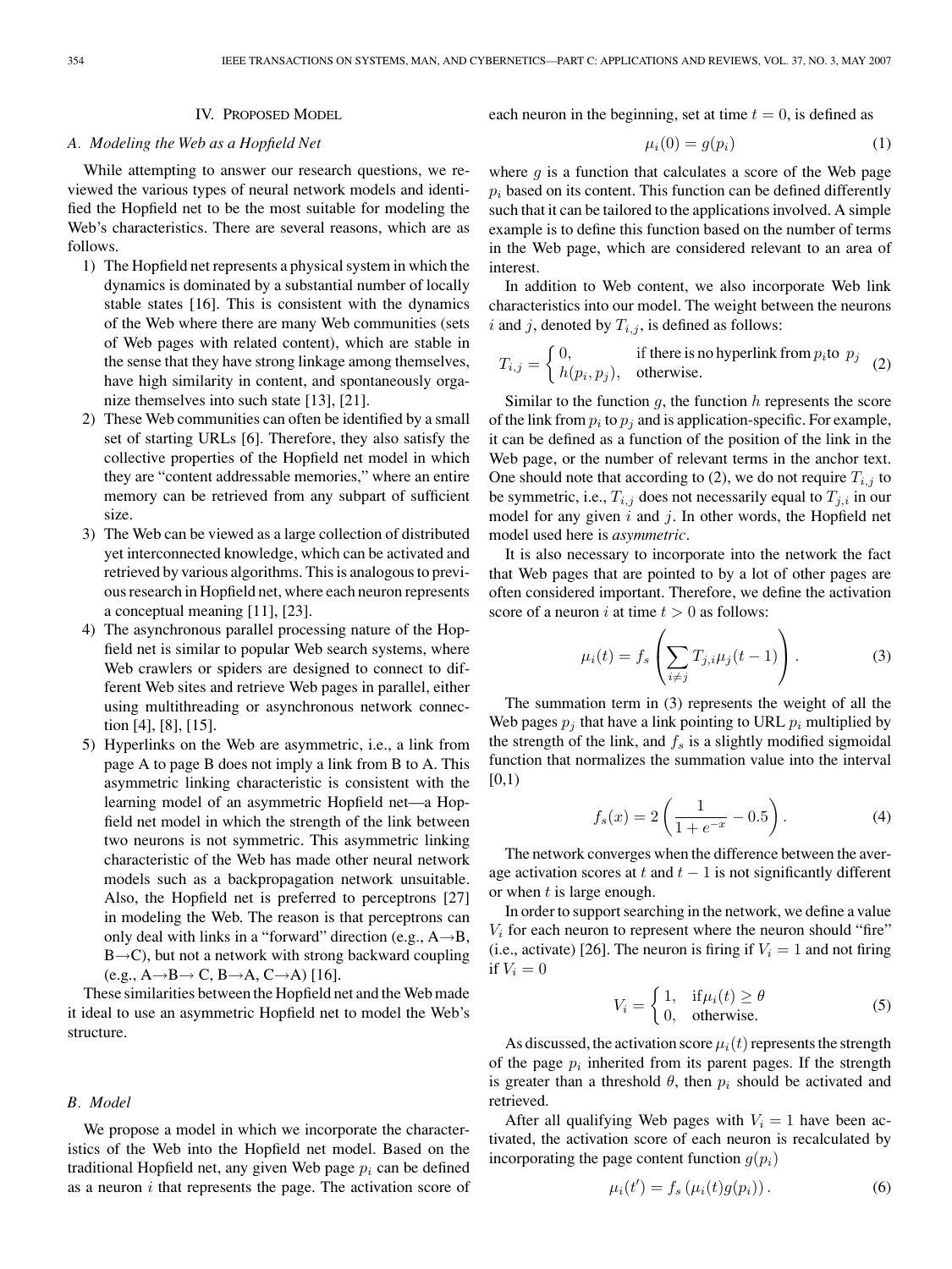## IV. Proposed Model

### A. Modeling the Web as a Hopfield Net

While attempting to answer our research questions, we reviewed the various types of neural network models and identified the Hopfield net to be the most suitable for modeling the Web's characteristics. There are several reasons, which are as follows.

1) The Hopfield net represents a physical system in which the dynamics is dominated by a substantial number of locally stable states [16]. This is consistent with the dynamics of the Web where there are many Web communities (sets of Web pages with related content), which are stable in the sense that they have strong linkage among themselves, have high similarity in content, and spontaneously organize themselves into such state [13], [21].
2) These Web communities can often be identified by a small set of starting URLs [6]. Therefore, they also satisfy the collective properties of the Hopfield net model in which they are "content addressable memories," where an entire memory can be retrieved from any subpart of sufficient size.
3) The Web can be viewed as a large collection of distributed yet interconnected knowledge, which can be activated and retrieved by various algorithms. This is analogous to previous research in Hopfield net, where each neuron represents a conceptual meaning [11], [23].
4) The asynchronous parallel processing nature of the Hopfield net is similar to popular Web search systems, where Web crawlers or spiders are designed to connect to different Web sites and retrieve Web pages in parallel, either using multithreading or asynchronous network connection [4], [8], [15].
5) Hyperlinks on the Web are asymmetric, i.e., a link from page A to page B does not imply a link from B to A. This asymmetric linking characteristic is consistent with the learning model of an asymmetric Hopfield net—a Hopfield net model in which the strength of the link between two neurons is not symmetric. This asymmetric linking characteristic of the Web has made other neural network models such as a backpropagation network unsuitable. Also, the Hopfield net is preferred to perceptrons [27] in modeling the Web. The reason is that perceptrons can only deal with links in a "forward" direction (e.g., A→B, B→C), but not a network with strong backward coupling (e.g., A→B→ C, B→A, C→A) [16].

These similarities between the Hopfield net and the Web made it ideal to use an asymmetric Hopfield net to model the Web's structure.

### B. Model

We propose a model in which we incorporate the characteristics of the Web into the Hopfield net model. Based on the traditional Hopfield net, any given Web page $p_i$ can be defined as a neuron $i$ that represents the page. The activation score of each neuron in the beginning, set at time $t = 0$, is defined as

$$\mu_i(0) = g(p_i) \tag{1}$$

where $g$ is a function that calculates a score of the Web page $p_i$ based on its content. This function can be defined differently such that it can be tailored to the applications involved. A simple example is to define this function based on the number of terms in the Web page, which are considered relevant to an area of interest.

In addition to Web content, we also incorporate Web link characteristics into our model. The weight between the neurons $i$ and $j$, denoted by $T_{i,j}$, is defined as follows:

$$T_{i,j} = \begin{cases} 0, & \text{if there is no hyperlink from } p_i \text{ to } p_j \\ h(p_i, p_j), & \text{otherwise.} \end{cases} \tag{2}$$

Similar to the function $g$, the function $h$ represents the score of the link from $p_i$ to $p_j$ and is application-specific. For example, it can be defined as a function of the position of the link in the Web page, or the number of relevant terms in the anchor text. One should note that according to (2), we do not require $T_{i,j}$ to be symmetric, i.e., $T_{i,j}$ does not necessarily equal to $T_{j,i}$ in our model for any given $i$ and $j$. In other words, the Hopfield net model used here is *asymmetric*.

It is also necessary to incorporate into the network the fact that Web pages that are pointed to by a lot of other pages are often considered important. Therefore, we define the activation score of a neuron $i$ at time $t > 0$ as follows:

$$\mu_i(t) = f_s\left(\sum_{i \neq j} T_{j,i}\mu_j(t-1)\right). \tag{3}$$

The summation term in (3) represents the weight of all the Web pages $p_j$ that have a link pointing to URL $p_i$ multiplied by the strength of the link, and $f_s$ is a slightly modified sigmoidal function that normalizes the summation value into the interval [0,1)

$$f_s(x) = 2\left(\frac{1}{1+e^{-x}} - 0.5\right). \tag{4}$$

The network converges when the difference between the average activation scores at $t$ and $t-1$ is not significantly different or when $t$ is large enough.

In order to support searching in the network, we define a value $V_i$ for each neuron to represent where the neuron should "fire" (i.e., activate) [26]. The neuron is firing if $V_i = 1$ and not firing if $V_i = 0$

$$V_i = \begin{cases} 1, & \text{if} \mu_i(t) \geq \theta \\ 0, & \text{otherwise.} \end{cases} \tag{5}$$

As discussed, the activation score $\mu_i(t)$ represents the strength of the page $p_i$ inherited from its parent pages. If the strength is greater than a threshold $\theta$, then $p_i$ should be activated and retrieved.

After all qualifying Web pages with $V_i = 1$ have been activated, the activation score of each neuron is recalculated by incorporating the page content function $g(p_i)$

$$\mu_i(t') = f_s\left(\mu_i(t)g(p_i)\right). \tag{6}$$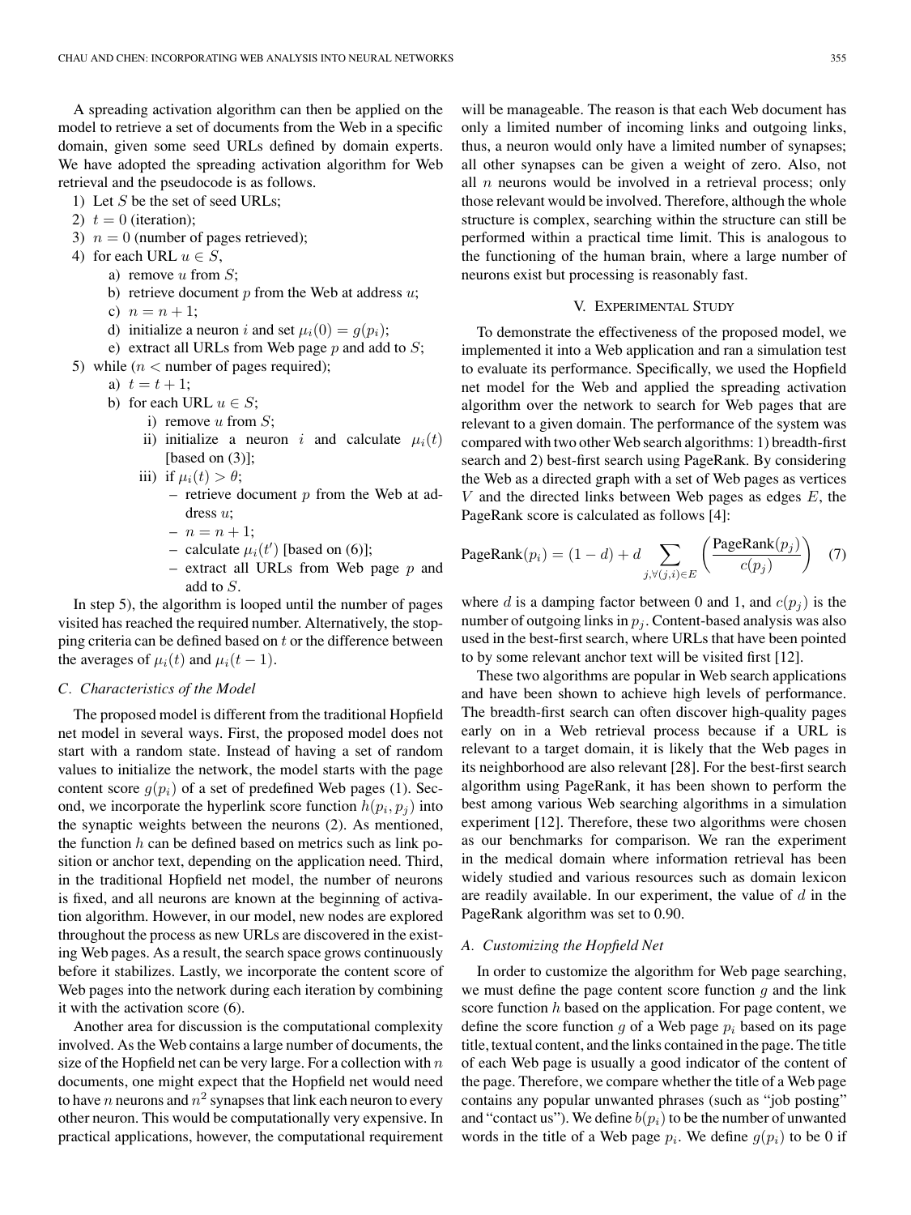A spreading activation algorithm can then be applied on the model to retrieve a set of documents from the Web in a specific domain, given some seed URLs defined by domain experts. We have adopted the spreading activation algorithm for Web retrieval and the pseudocode is as follows.

1) Let $S$ be the set of seed URLs;
2) $t = 0$ (iteration);
3) $n = 0$ (number of pages retrieved);
4) for each URL $u \in S$,
    a) remove $u$ from $S$;
    b) retrieve document $p$ from the Web at address $u$;
    c) $n = n + 1$;
    d) initialize a neuron $i$ and set $\mu_i(0) = g(p_i)$;
    e) extract all URLs from Web page $p$ and add to $S$;
5) while ($n <$ number of pages required);
    a) $t = t + 1$;
    b) for each URL $u \in S$;
        i) remove $u$ from $S$;
        ii) initialize a neuron $i$ and calculate $\mu_i(t)$ [based on (3)];
        iii) if $\mu_i(t) > \theta$;
            – retrieve document $p$ from the Web at address $u$;
            – $n = n + 1$;
            – calculate $\mu_i(t')$ [based on (6)];
            – extract all URLs from Web page $p$ and add to $S$.

In step 5), the algorithm is looped until the number of pages visited has reached the required number. Alternatively, the stopping criteria can be defined based on $t$ or the difference between the averages of $\mu_i(t)$ and $\mu_i(t-1)$.

### C. Characteristics of the Model

The proposed model is different from the traditional Hopfield net model in several ways. First, the proposed model does not start with a random state. Instead of having a set of random values to initialize the network, the model starts with the page content score $g(p_i)$ of a set of predefined Web pages (1). Second, we incorporate the hyperlink score function $h(p_i, p_j)$ into the synaptic weights between the neurons (2). As mentioned, the function $h$ can be defined based on metrics such as link position or anchor text, depending on the application need. Third, in the traditional Hopfield net model, the number of neurons is fixed, and all neurons are known at the beginning of activation algorithm. However, in our model, new nodes are explored throughout the process as new URLs are discovered in the existing Web pages. As a result, the search space grows continuously before it stabilizes. Lastly, we incorporate the content score of Web pages into the network during each iteration by combining it with the activation score (6).

Another area for discussion is the computational complexity involved. As the Web contains a large number of documents, the size of the Hopfield net can be very large. For a collection with $n$ documents, one might expect that the Hopfield net would need to have $n$ neurons and $n^2$ synapses that link each neuron to every other neuron. This would be computationally very expensive. In practical applications, however, the computational requirement will be manageable. The reason is that each Web document has only a limited number of incoming links and outgoing links, thus, a neuron would only have a limited number of synapses; all other synapses can be given a weight of zero. Also, not all $n$ neurons would be involved in a retrieval process; only those relevant would be involved. Therefore, although the whole structure is complex, searching within the structure can still be performed within a practical time limit. This is analogous to the functioning of the human brain, where a large number of neurons exist but processing is reasonably fast.

## V. Experimental Study

To demonstrate the effectiveness of the proposed model, we implemented it into a Web application and ran a simulation test to evaluate its performance. Specifically, we used the Hopfield net model for the Web and applied the spreading activation algorithm over the network to search for Web pages that are relevant to a given domain. The performance of the system was compared with two other Web search algorithms: 1) breadth-first search and 2) best-first search using PageRank. By considering the Web as a directed graph with a set of Web pages as vertices $V$ and the directed links between Web pages as edges $E$, the PageRank score is calculated as follows [4]:

$$\text{PageRank}(p_i) = (1-d) + d \sum_{j, \forall (j,i) \in E} \left( \frac{\text{PageRank}(p_j)}{c(p_j)} \right) \quad (7)$$

where $d$ is a damping factor between 0 and 1, and $c(p_j)$ is the number of outgoing links in $p_j$. Content-based analysis was also used in the best-first search, where URLs that have been pointed to by some relevant anchor text will be visited first [12].

These two algorithms are popular in Web search applications and have been shown to achieve high levels of performance. The breadth-first search can often discover high-quality pages early on in a Web retrieval process because if a URL is relevant to a target domain, it is likely that the Web pages in its neighborhood are also relevant [28]. For the best-first search algorithm using PageRank, it has been shown to perform the best among various Web searching algorithms in a simulation experiment [12]. Therefore, these two algorithms were chosen as our benchmarks for comparison. We ran the experiment in the medical domain where information retrieval has been widely studied and various resources such as domain lexicon are readily available. In our experiment, the value of $d$ in the PageRank algorithm was set to 0.90.

### A. Customizing the Hopfield Net

In order to customize the algorithm for Web page searching, we must define the page content score function $g$ and the link score function $h$ based on the application. For page content, we define the score function $g$ of a Web page $p_i$ based on its page title, textual content, and the links contained in the page. The title of each Web page is usually a good indicator of the content of the page. Therefore, we compare whether the title of a Web page contains any popular unwanted phrases (such as "job posting" and "contact us"). We define $b(p_i)$ to be the number of unwanted words in the title of a Web page $p_i$. We define $g(p_i)$ to be 0 if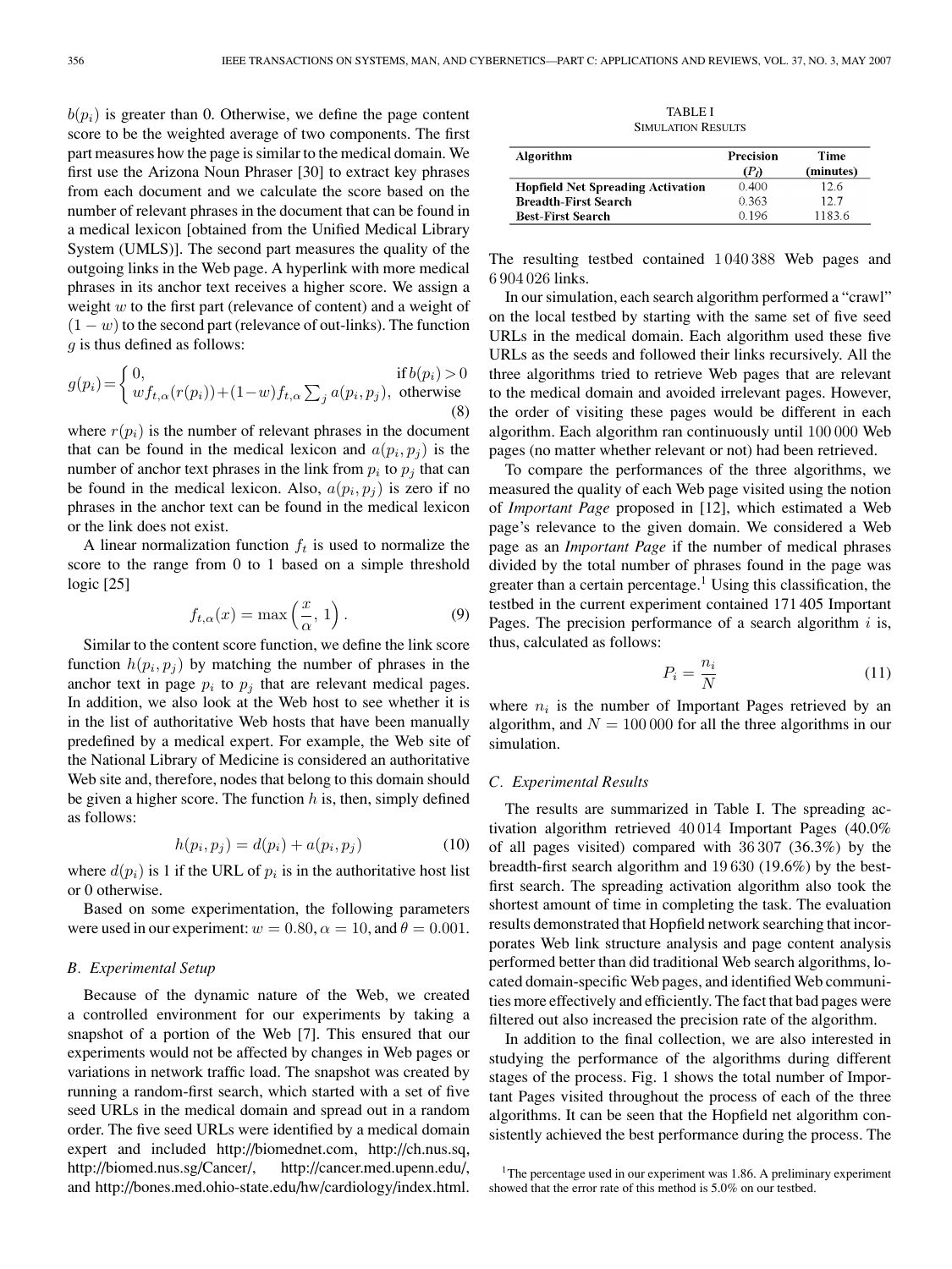$b(p_i)$ is greater than 0. Otherwise, we define the page content score to be the weighted average of two components. The first part measures how the page is similar to the medical domain. We first use the Arizona Noun Phraser [30] to extract key phrases from each document and we calculate the score based on the number of relevant phrases in the document that can be found in a medical lexicon [obtained from the Unified Medical Library System (UMLS)]. The second part measures the quality of the outgoing links in the Web page. A hyperlink with more medical phrases in its anchor text receives a higher score. We assign a weight $w$ to the first part (relevance of content) and a weight of $(1 - w)$ to the second part (relevance of out-links). The function $g$ is thus defined as follows:

$$g(p_i) = \begin{cases} 0, & \text{if } b(p_i) > 0 \\ w f_{t,\alpha}(r(p_i)) + (1-w) f_{t,\alpha} \sum_j a(p_i, p_j), & \text{otherwise} \end{cases} \tag{8}$$

where $r(p_i)$ is the number of relevant phrases in the document that can be found in the medical lexicon and $a(p_i, p_j)$ is the number of anchor text phrases in the link from $p_i$ to $p_j$ that can be found in the medical lexicon. Also, $a(p_i, p_j)$ is zero if no phrases in the anchor text can be found in the medical lexicon or the link does not exist.

A linear normalization function $f_t$ is used to normalize the score to the range from 0 to 1 based on a simple threshold logic [25]

$$f_{t,\alpha}(x) = \max\left(\frac{x}{\alpha}, 1\right). \tag{9}$$

Similar to the content score function, we define the link score function $h(p_i, p_j)$ by matching the number of phrases in the anchor text in page $p_i$ to $p_j$ that are relevant medical pages. In addition, we also look at the Web host to see whether it is in the list of authoritative Web hosts that have been manually predefined by a medical expert. For example, the Web site of the National Library of Medicine is considered an authoritative Web site and, therefore, nodes that belong to this domain should be given a higher score. The function $h$ is, then, simply defined as follows:

$$h(p_i, p_j) = d(p_i) + a(p_i, p_j) \tag{10}$$

where $d(p_i)$ is 1 if the URL of $p_i$ is in the authoritative host list or 0 otherwise.

Based on some experimentation, the following parameters were used in our experiment: $w = 0.80, \alpha = 10$, and $\theta = 0.001$.

### *B. Experimental Setup*

Because of the dynamic nature of the Web, we created a controlled environment for our experiments by taking a snapshot of a portion of the Web [7]. This ensured that our experiments would not be affected by changes in Web pages or variations in network traffic load. The snapshot was created by running a random-first search, which started with a set of five seed URLs in the medical domain and spread out in a random order. The five seed URLs were identified by a medical domain expert and included http://biomednet.com, http://ch.nus.sq, http://biomed.nus.sg/Cancer/, http://cancer.med.upenn.edu/, and http://bones.med.ohio-state.edu/hw/cardiology/index.html. The resulting testbed contained 1 040 388 Web pages and 6 904 026 links.

In our simulation, each search algorithm performed a "crawl" on the local testbed by starting with the same set of five seed URLs in the medical domain. Each algorithm used these five URLs as the seeds and followed their links recursively. All the three algorithms tried to retrieve Web pages that are relevant to the medical domain and avoided irrelevant pages. However, the order of visiting these pages would be different in each algorithm. Each algorithm ran continuously until 100 000 Web pages (no matter whether relevant or not) had been retrieved.

To compare the performances of the three algorithms, we measured the quality of each Web page visited using the notion of *Important Page* proposed in [12], which estimated a Web page's relevance to the given domain. We considered a Web page as an *Important Page* if the number of medical phrases divided by the total number of phrases found in the page was greater than a certain percentage.[1] Using this classification, the testbed in the current experiment contained 171 405 Important Pages. The precision performance of a search algorithm $i$ is, thus, calculated as follows:

$$P_i = \frac{n_i}{N} \tag{11}$$

where $n_i$ is the number of Important Pages retrieved by an algorithm, and $N = 100\,000$ for all the three algorithms in our simulation.

TABLE I
SIMULATION RESULTS

| Algorithm | Precision ($P_i$) | Time (minutes) |
|---|---|---|
| Hopfield Net Spreading Activation | 0.400 | 12.6 |
| Breadth-First Search | 0.363 | 12.7 |
| Best-First Search | 0.196 | 1183.6 |

### *C. Experimental Results*

The results are summarized in Table I. The spreading activation algorithm retrieved 40 014 Important Pages (40.0% of all pages visited) compared with 36 307 (36.3%) by the breadth-first search algorithm and 19 630 (19.6%) by the best-first search. The spreading activation algorithm also took the shortest amount of time in completing the task. The evaluation results demonstrated that Hopfield network searching that incorporates Web link structure analysis and page content analysis performed better than did traditional Web search algorithms, located domain-specific Web pages, and identified Web communities more effectively and efficiently. The fact that bad pages were filtered out also increased the precision rate of the algorithm.

In addition to the final collection, we are also interested in studying the performance of the algorithms during different stages of the process. Fig. 1 shows the total number of Important Pages visited throughout the process of each of the three algorithms. It can be seen that the Hopfield net algorithm consistently achieved the best performance during the process. The

[1] The percentage used in our experiment was 1.86. A preliminary experiment showed that the error rate of this method is 5.0% on our testbed.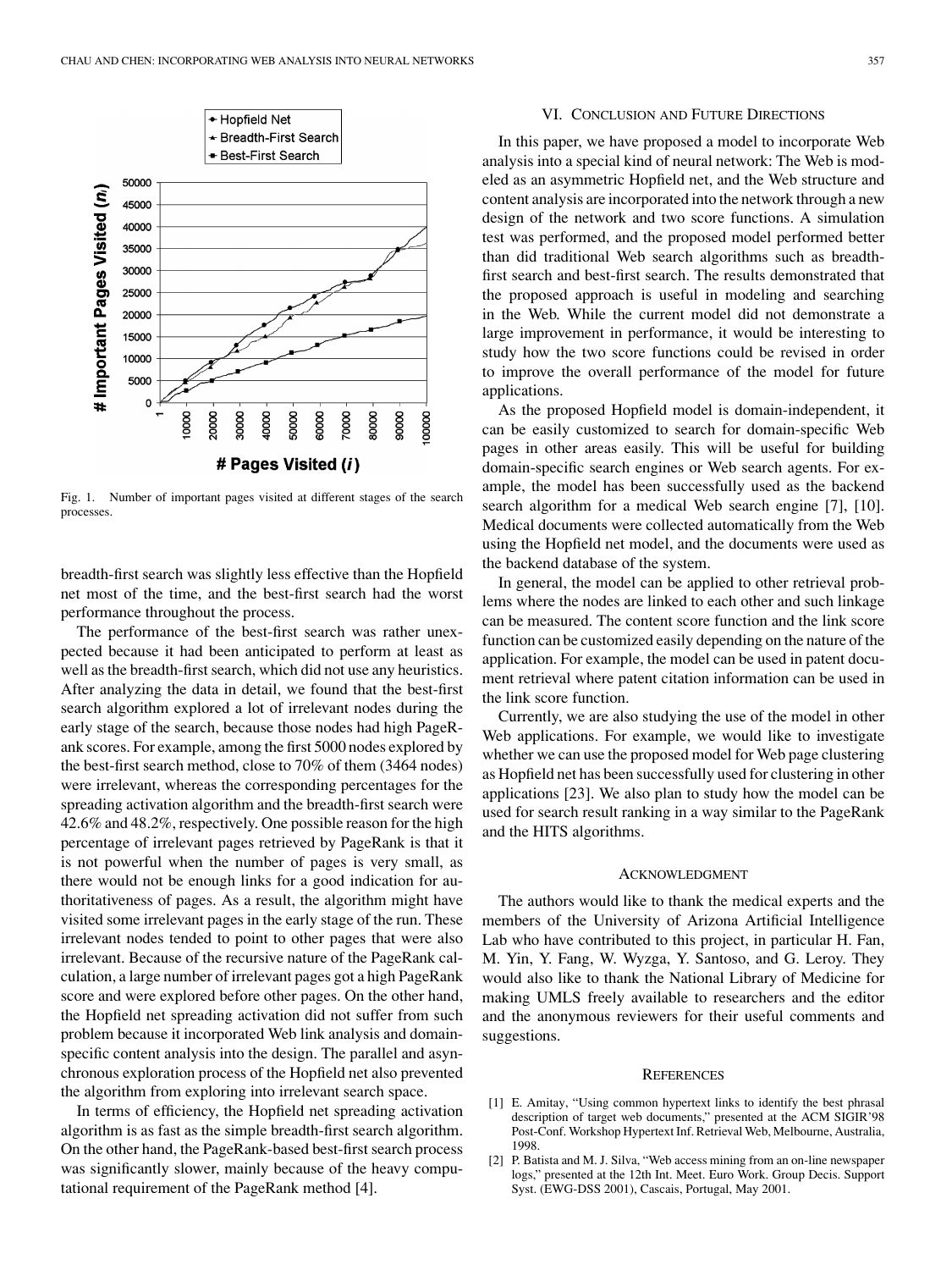Hopfield Net

Breadth-First Search

Best-First Search

\# Important Pages Visited ($n_i$)

50000
45000
40000
35000
30000
25000
20000
15000
10000
5000
0

1
10000
20000
30000
40000
50000
60000
70000
80000
90000
100000

\# Pages Visited ($i$)

Fig. 1. Number of important pages visited at different stages of the search processes.

breadth-first search was slightly less effective than the Hopfield net most of the time, and the best-first search had the worst performance throughout the process.

The performance of the best-first search was rather unexpected because it had been anticipated to perform at least as well as the breadth-first search, which did not use any heuristics. After analyzing the data in detail, we found that the best-first search algorithm explored a lot of irrelevant nodes during the early stage of the search, because those nodes had high PageRank scores. For example, among the first 5000 nodes explored by the best-first search method, close to 70% of them (3464 nodes) were irrelevant, whereas the corresponding percentages for the spreading activation algorithm and the breadth-first search were 42.6% and 48.2%, respectively. One possible reason for the high percentage of irrelevant pages retrieved by PageRank is that it is not powerful when the number of pages is very small, as there would not be enough links for a good indication for authoritativeness of pages. As a result, the algorithm might have visited some irrelevant pages in the early stage of the run. These irrelevant nodes tended to point to other pages that were also irrelevant. Because of the recursive nature of the PageRank calculation, a large number of irrelevant pages got a high PageRank score and were explored before other pages. On the other hand, the Hopfield net spreading activation did not suffer from such problem because it incorporated Web link analysis and domain-specific content analysis into the design. The parallel and asynchronous exploration process of the Hopfield net also prevented the algorithm from exploring into irrelevant search space.

In terms of efficiency, the Hopfield net spreading activation algorithm is as fast as the simple breadth-first search algorithm. On the other hand, the PageRank-based best-first search process was significantly slower, mainly because of the heavy computational requirement of the PageRank method [4].

## VI. Conclusion and Future Directions

In this paper, we have proposed a model to incorporate Web analysis into a special kind of neural network: The Web is modeled as an asymmetric Hopfield net, and the Web structure and content analysis are incorporated into the network through a new design of the network and two score functions. A simulation test was performed, and the proposed model performed better than did traditional Web search algorithms such as breadth-first search and best-first search. The results demonstrated that the proposed approach is useful in modeling and searching in the Web. While the current model did not demonstrate a large improvement in performance, it would be interesting to study how the two score functions could be revised in order to improve the overall performance of the model for future applications.

As the proposed Hopfield model is domain-independent, it can be easily customized to search for domain-specific Web pages in other areas easily. This will be useful for building domain-specific search engines or Web search agents. For example, the model has been successfully used as the backend search algorithm for a medical Web search engine [7], [10]. Medical documents were collected automatically from the Web using the Hopfield net model, and the documents were used as the backend database of the system.

In general, the model can be applied to other retrieval problems where the nodes are linked to each other and such linkage can be measured. The content score function and the link score function can be customized easily depending on the nature of the application. For example, the model can be used in patent document retrieval where patent citation information can be used in the link score function.

Currently, we are also studying the use of the model in other Web applications. For example, we would like to investigate whether we can use the proposed model for Web page clustering as Hopfield net has been successfully used for clustering in other applications [23]. We also plan to study how the model can be used for search result ranking in a way similar to the PageRank and the HITS algorithms.

## Acknowledgment

The authors would like to thank the medical experts and the members of the University of Arizona Artificial Intelligence Lab who have contributed to this project, in particular H. Fan, M. Yin, Y. Fang, W. Wyzga, Y. Santoso, and G. Leroy. They would also like to thank the National Library of Medicine for making UMLS freely available to researchers and the editor and the anonymous reviewers for their useful comments and suggestions.

## References

[1] E. Amitay, "Using common hypertext links to identify the best phrasal description of target web documents," presented at the ACM SIGIR'98 Post-Conf. Workshop Hypertext Inf. Retrieval Web, Melbourne, Australia, 1998.

[2] P. Batista and M. J. Silva, "Web access mining from an on-line newspaper logs," presented at the 12th Int. Meet. Euro Work. Group Decis. Support Syst. (EWG-DSS 2001), Cascais, Portugal, May 2001.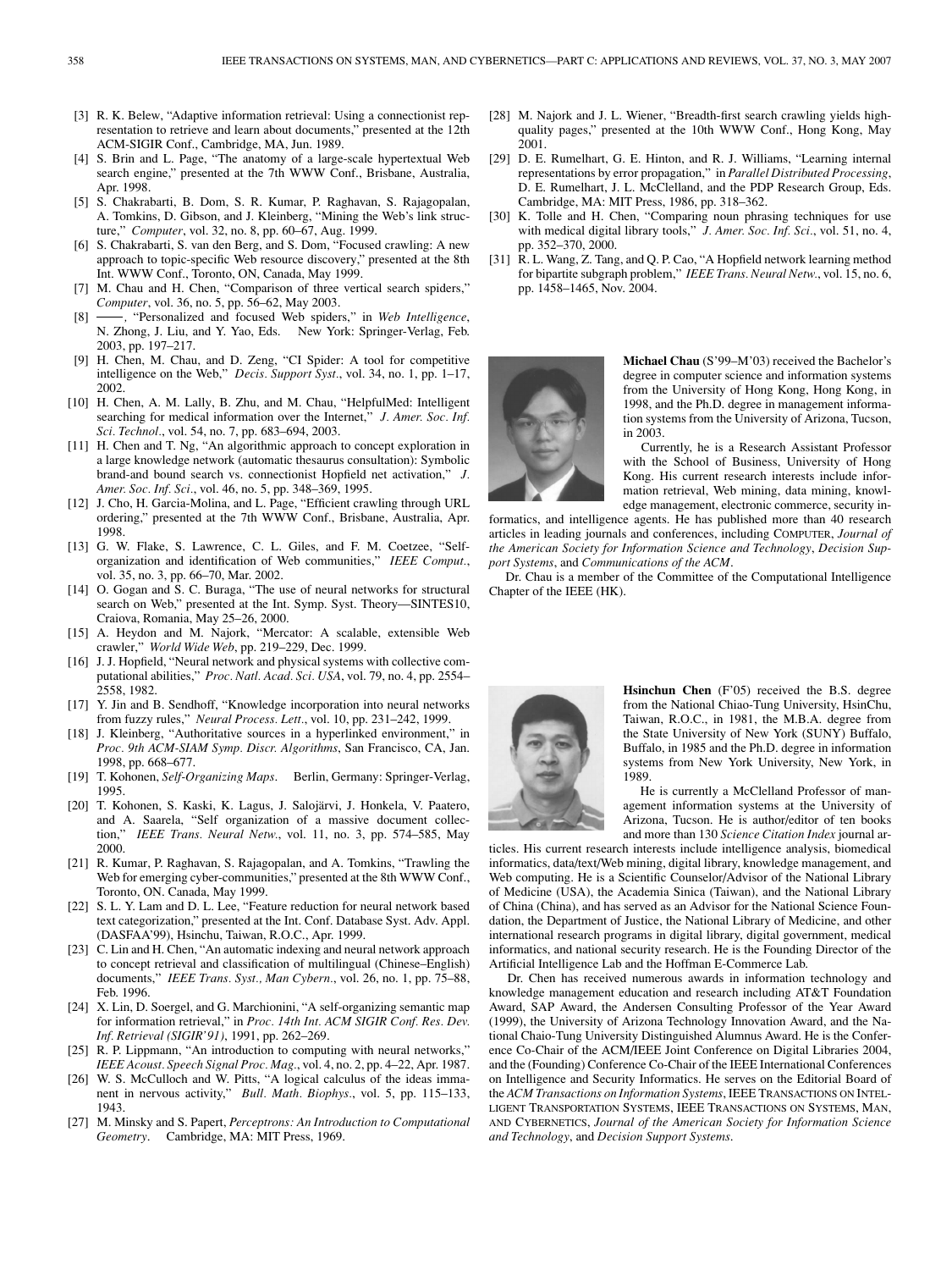[3] R. K. Belew, "Adaptive information retrieval: Using a connectionist representation to retrieve and learn about documents," presented at the 12th ACM-SIGIR Conf., Cambridge, MA, Jun. 1989.

[4] S. Brin and L. Page, "The anatomy of a large-scale hypertextual Web search engine," presented at the 7th WWW Conf., Brisbane, Australia, Apr. 1998.

[5] S. Chakrabarti, B. Dom, S. R. Kumar, P. Raghavan, S. Rajagopalan, A. Tomkins, D. Gibson, and J. Kleinberg, "Mining the Web's link structure," *Computer*, vol. 32, no. 8, pp. 60–67, Aug. 1999.

[6] S. Chakrabarti, S. van den Berg, and S. Dom, "Focused crawling: A new approach to topic-specific Web resource discovery," presented at the 8th Int. WWW Conf., Toronto, ON, Canada, May 1999.

[7] M. Chau and H. Chen, "Comparison of three vertical search spiders," *Computer*, vol. 36, no. 5, pp. 56–62, May 2003.

[8] ——, "Personalized and focused Web spiders," in *Web Intelligence*, N. Zhong, J. Liu, and Y. Yao, Eds. New York: Springer-Verlag, Feb. 2003, pp. 197–217.

[9] H. Chen, M. Chau, and D. Zeng, "CI Spider: A tool for competitive intelligence on the Web," *Decis. Support Syst.*, vol. 34, no. 1, pp. 1–17, 2002.

[10] H. Chen, A. M. Lally, B. Zhu, and M. Chau, "HelpfulMed: Intelligent searching for medical information over the Internet," *J. Amer. Soc. Inf. Sci. Technol.*, vol. 54, no. 7, pp. 683–694, 2003.

[11] H. Chen and T. Ng, "An algorithmic approach to concept exploration in a large knowledge network (automatic thesaurus consultation): Symbolic brand-and bound search vs. connectionist Hopfield net activation," *J. Amer. Soc. Inf. Sci.*, vol. 46, no. 5, pp. 348–369, 1995.

[12] J. Cho, H. Garcia-Molina, and L. Page, "Efficient crawling through URL ordering," presented at the 7th WWW Conf., Brisbane, Australia, Apr. 1998.

[13] G. W. Flake, S. Lawrence, C. L. Giles, and F. M. Coetzee, "Self-organization and identification of Web communities," *IEEE Comput.*, vol. 35, no. 3, pp. 66–70, Mar. 2002.

[14] O. Gogan and S. C. Buraga, "The use of neural networks for structural search on Web," presented at the Int. Symp. Syst. Theory—SINTES10, Craiova, Romania, May 25–26, 2000.

[15] A. Heydon and M. Najork, "Mercator: A scalable, extensible Web crawler," *World Wide Web*, pp. 219–229, Dec. 1999.

[16] J. J. Hopfield, "Neural network and physical systems with collective computational abilities," *Proc. Natl. Acad. Sci. USA*, vol. 79, no. 4, pp. 2554–2558, 1982.

[17] Y. Jin and B. Sendhoff, "Knowledge incorporation into neural networks from fuzzy rules," *Neural Process. Lett.*, vol. 10, pp. 231–242, 1999.

[18] J. Kleinberg, "Authoritative sources in a hyperlinked environment," in *Proc. 9th ACM-SIAM Symp. Discr. Algorithms*, San Francisco, CA, Jan. 1998, pp. 668–677.

[19] T. Kohonen, *Self-Organizing Maps*. Berlin, Germany: Springer-Verlag, 1995.

[20] T. Kohonen, S. Kaski, K. Lagus, J. Salojärvi, J. Honkela, V. Paatero, and A. Saarela, "Self organization of a massive document collection," *IEEE Trans. Neural Netw.*, vol. 11, no. 3, pp. 574–585, May 2000.

[21] R. Kumar, P. Raghavan, S. Rajagopalan, and A. Tomkins, "Trawling the Web for emerging cyber-communities," presented at the 8th WWW Conf., Toronto, ON. Canada, May 1999.

[22] S. L. Y. Lam and D. L. Lee, "Feature reduction for neural network based text categorization," presented at the Int. Conf. Database Syst. Adv. Appl. (DASFAA'99), Hsinchu, Taiwan, R.O.C., Apr. 1999.

[23] C. Lin and H. Chen, "An automatic indexing and neural network approach to concept retrieval and classification of multilingual (Chinese–English) documents," *IEEE Trans. Syst., Man Cybern.*, vol. 26, no. 1, pp. 75–88, Feb. 1996.

[24] X. Lin, D. Soergel, and G. Marchionini, "A self-organizing semantic map for information retrieval," in *Proc. 14th Int. ACM SIGIR Conf. Res. Dev. Inf. Retrieval (SIGIR'91)*, 1991, pp. 262–269.

[25] R. P. Lippmann, "An introduction to computing with neural networks," *IEEE Acoust. Speech Signal Proc. Mag.*, vol. 4, no. 2, pp. 4–22, Apr. 1987.

[26] W. S. McCulloch and W. Pitts, "A logical calculus of the ideas immanent in nervous activity," *Bull. Math. Biophys.*, vol. 5, pp. 115–133, 1943.

[27] M. Minsky and S. Papert, *Perceptrons: An Introduction to Computational Geometry*. Cambridge, MA: MIT Press, 1969.

[28] M. Najork and J. L. Wiener, "Breadth-first search crawling yields high-quality pages," presented at the 10th WWW Conf., Hong Kong, May 2001.

[29] D. E. Rumelhart, G. E. Hinton, and R. J. Williams, "Learning internal representations by error propagation," in *Parallel Distributed Processing*, D. E. Rumelhart, J. L. McClelland, and the PDP Research Group, Eds. Cambridge, MA: MIT Press, 1986, pp. 318–362.

[30] K. Tolle and H. Chen, "Comparing noun phrasing techniques for use with medical digital library tools," *J. Amer. Soc. Inf. Sci.*, vol. 51, no. 4, pp. 352–370, 2000.

[31] R. L. Wang, Z. Tang, and Q. P. Cao, "A Hopfield network learning method for bipartite subgraph problem," *IEEE Trans. Neural Netw.*, vol. 15, no. 6, pp. 1458–1465, Nov. 2004.

**Michael Chau** (S'99–M'03) received the Bachelor's degree in computer science and information systems from the University of Hong Kong, Hong Kong, in 1998, and the Ph.D. degree in management information systems from the University of Arizona, Tucson, in 2003.

Currently, he is a Research Assistant Professor with the School of Business, University of Hong Kong. His current research interests include information retrieval, Web mining, data mining, knowledge management, electronic commerce, security informatics, and intelligence agents. He has published more than 40 research articles in leading journals and conferences, including COMPUTER, *Journal of the American Society for Information Science and Technology*, *Decision Support Systems*, and *Communications of the ACM*.

Dr. Chau is a member of the Committee of the Computational Intelligence Chapter of the IEEE (HK).

**Hsinchun Chen** (F'05) received the B.S. degree from the National Chiao-Tung University, HsinChu, Taiwan, R.O.C., in 1981, the M.B.A. degree from the State University of New York (SUNY) Buffalo, Buffalo, in 1985 and the Ph.D. degree in information systems from New York University, New York, in 1989.

He is currently a McClelland Professor of management information systems at the University of Arizona, Tucson. He is author/editor of ten books and more than 130 *Science Citation Index* journal articles. His current research interests include intelligence analysis, biomedical informatics, data/text/Web mining, digital library, knowledge management, and Web computing. He is a Scientific Counselor/Advisor of the National Library of Medicine (USA), the Academia Sinica (Taiwan), and the National Library of China (China), and has served as an Advisor for the National Science Foundation, the Department of Justice, the National Library of Medicine, and other international research programs in digital library, digital government, medical informatics, and national security research. He is the Founding Director of the Artificial Intelligence Lab and the Hoffman E-Commerce Lab.

Dr. Chen has received numerous awards in information technology and knowledge management education and research including AT&T Foundation Award, SAP Award, the Andersen Consulting Professor of the Year Award (1999), the University of Arizona Technology Innovation Award, and the National Chaio-Tung University Distinguished Alumnus Award. He is the Conference Co-Chair of the ACM/IEEE Joint Conference on Digital Libraries 2004, and the (Founding) Conference Co-Chair of the IEEE International Conferences on Intelligence and Security Informatics. He serves on the Editorial Board of the *ACM Transactions on Information Systems*, IEEE TRANSACTIONS ON INTELLIGENT TRANSPORTATION SYSTEMS, IEEE TRANSACTIONS ON SYSTEMS, MAN, AND CYBERNETICS, *Journal of the American Society for Information Science and Technology*, and *Decision Support Systems*.